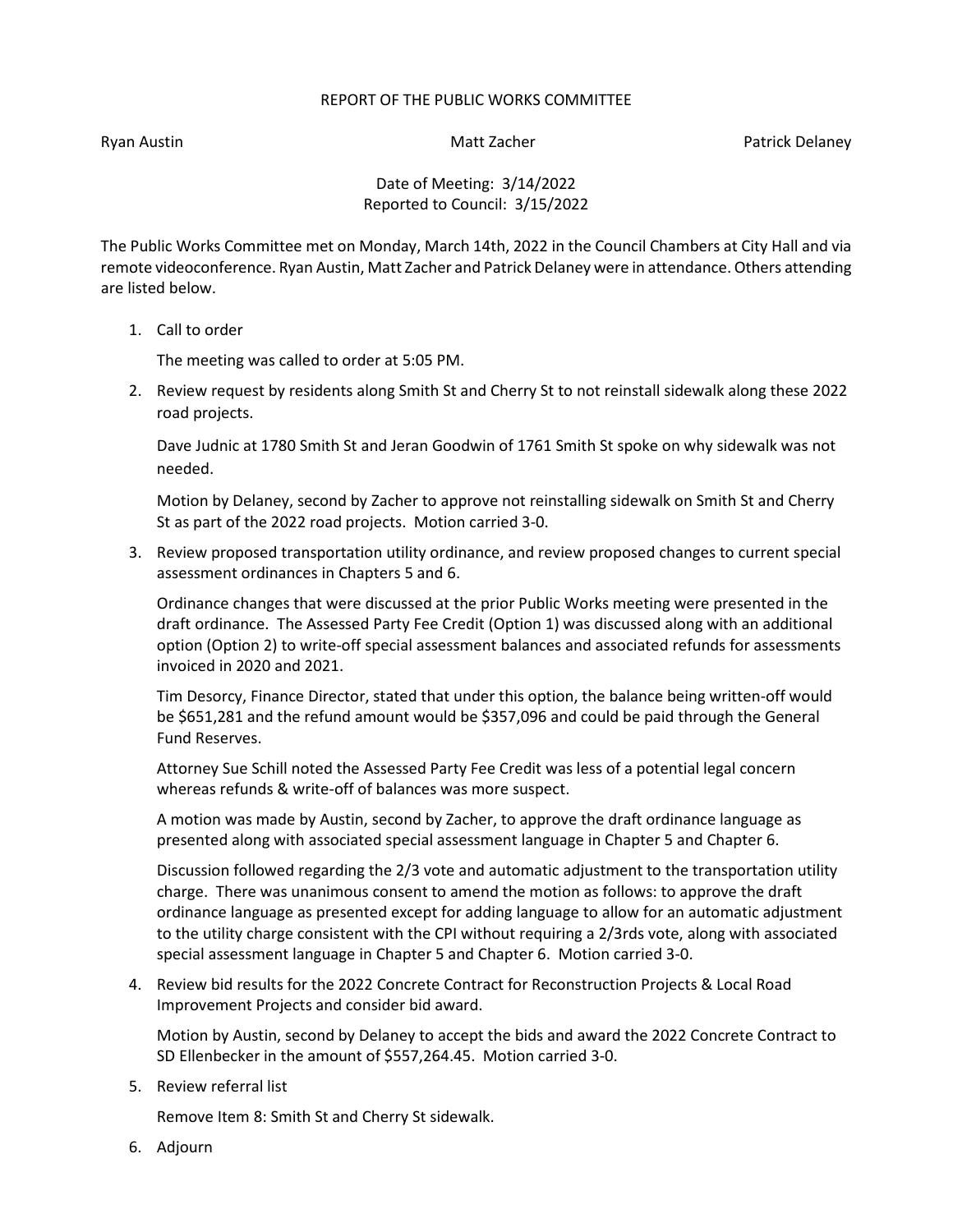# REPORT OF THE PUBLIC WORKS COMMITTEE

Ryan Austin | Matt Zacher | Patrick Delaney

Date of Meeting: 3/14/2022
Reported to Council: 3/15/2022

The Public Works Committee met on Monday, March 14th, 2022 in the Council Chambers at City Hall and via remote videoconference. Ryan Austin, Matt Zacher and Patrick Delaney were in attendance. Others attending are listed below.

1. Call to order

   The meeting was called to order at 5:05 PM.

2. Review request by residents along Smith St and Cherry St to not reinstall sidewalk along these 2022 road projects.

   Dave Judnic at 1780 Smith St and Jeran Goodwin of 1761 Smith St spoke on why sidewalk was not needed.

   Motion by Delaney, second by Zacher to approve not reinstalling sidewalk on Smith St and Cherry St as part of the 2022 road projects. Motion carried 3-0.

3. Review proposed transportation utility ordinance, and review proposed changes to current special assessment ordinances in Chapters 5 and 6.

   Ordinance changes that were discussed at the prior Public Works meeting were presented in the draft ordinance. The Assessed Party Fee Credit (Option 1) was discussed along with an additional option (Option 2) to write-off special assessment balances and associated refunds for assessments invoiced in 2020 and 2021.

   Tim Desorcy, Finance Director, stated that under this option, the balance being written-off would be $651,281 and the refund amount would be $357,096 and could be paid through the General Fund Reserves.

   Attorney Sue Schill noted the Assessed Party Fee Credit was less of a potential legal concern whereas refunds & write-off of balances was more suspect.

   A motion was made by Austin, second by Zacher, to approve the draft ordinance language as presented along with associated special assessment language in Chapter 5 and Chapter 6.

   Discussion followed regarding the 2/3 vote and automatic adjustment to the transportation utility charge. There was unanimous consent to amend the motion as follows: to approve the draft ordinance language as presented except for adding language to allow for an automatic adjustment to the utility charge consistent with the CPI without requiring a 2/3rds vote, along with associated special assessment language in Chapter 5 and Chapter 6. Motion carried 3-0.

4. Review bid results for the 2022 Concrete Contract for Reconstruction Projects & Local Road Improvement Projects and consider bid award.

   Motion by Austin, second by Delaney to accept the bids and award the 2022 Concrete Contract to SD Ellenbecker in the amount of $557,264.45. Motion carried 3-0.

5. Review referral list

   Remove Item 8: Smith St and Cherry St sidewalk.

6. Adjourn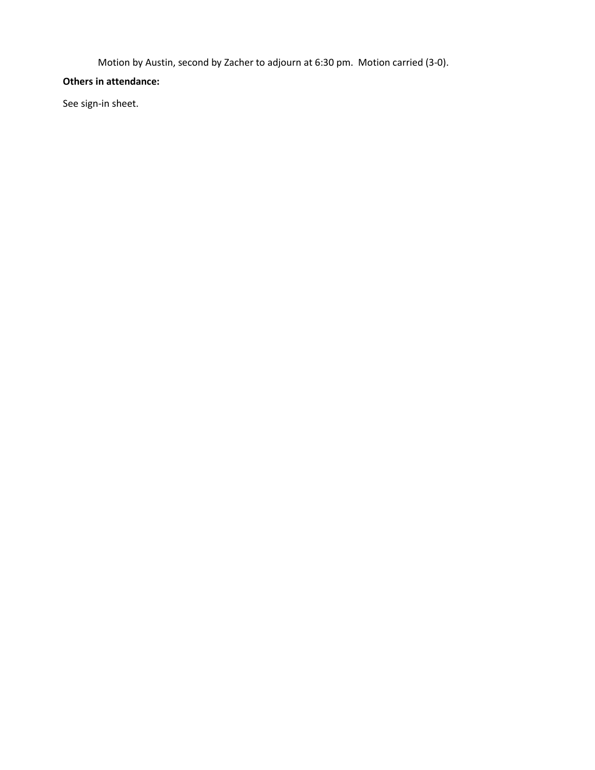Motion by Austin, second by Zacher to adjourn at 6:30 pm. Motion carried (3-0).

**Others in attendance:**

See sign-in sheet.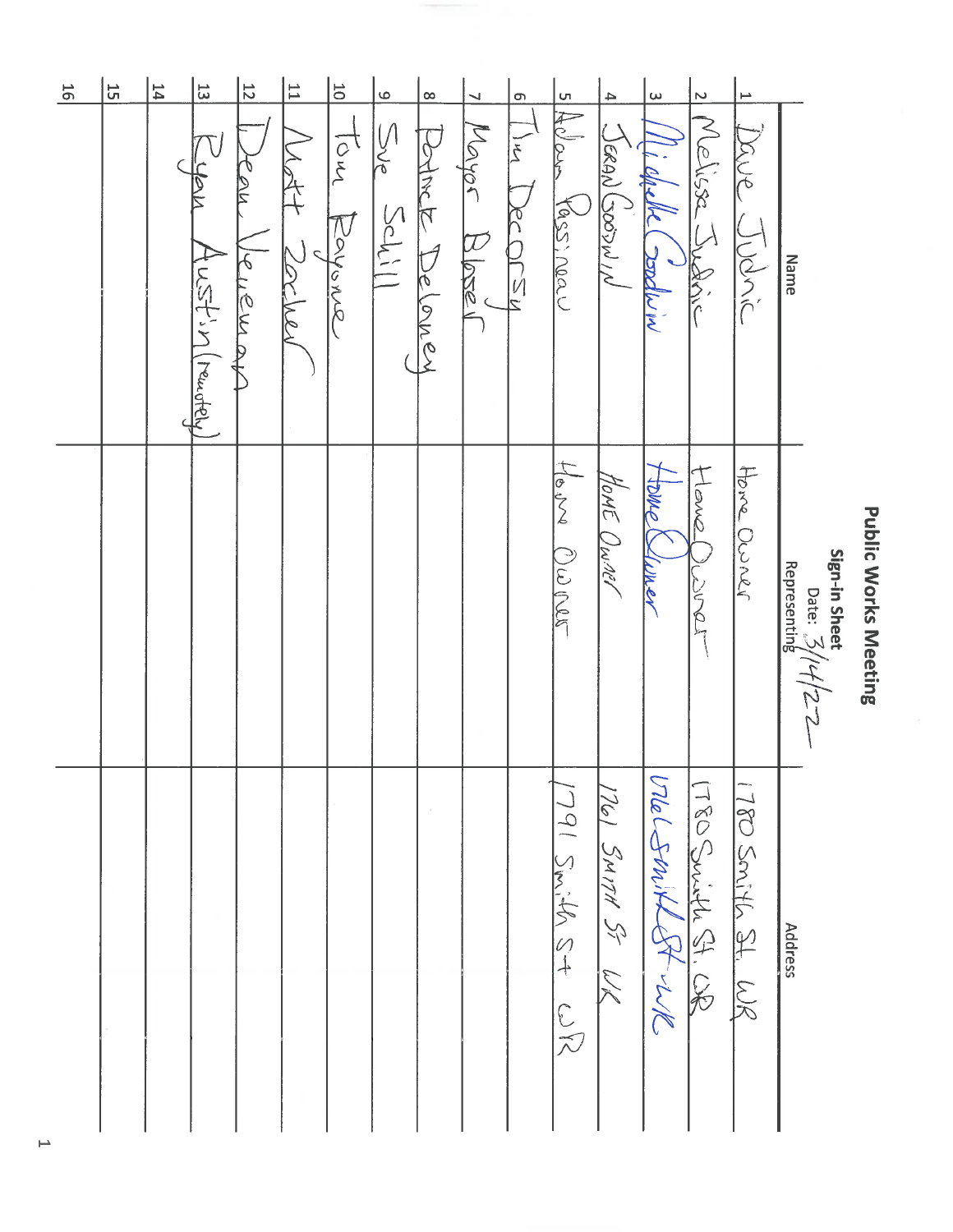# Public Works Meeting

## Sign-in Sheet

Date: 3/14/22

| | Name | Representing | Address |
|---|---|---|---|
| 1 | Dave Judnic | Home Owner | 1780 Smith St. WR |
| 2 | Melissa Judnic | Home Owner | 1780 Smith St. WR |
| 3 | Michelle Godwin | Home Owner | 1761 Smith St WR |
| 4 | Jerry Godwin | Home Owner | 1761 Smith St WR |
| 5 | Adam Passineau | Home Owner | 1791 Smith St WR |
| 6 | Tim DeCorsy | | |
| 7 | Mayor Blaser | | |
| 8 | Patrick Delaney | | |
| 9 | Sue Schill | | |
| 10 | Tom Rayome | | |
| 11 | Matt Zacher | | |
| 12 | Dean Veneman | | |
| 13 | Ryan Austin (remotely) | | |
| 14 | | | |
| 15 | | | |
| 16 | | | |